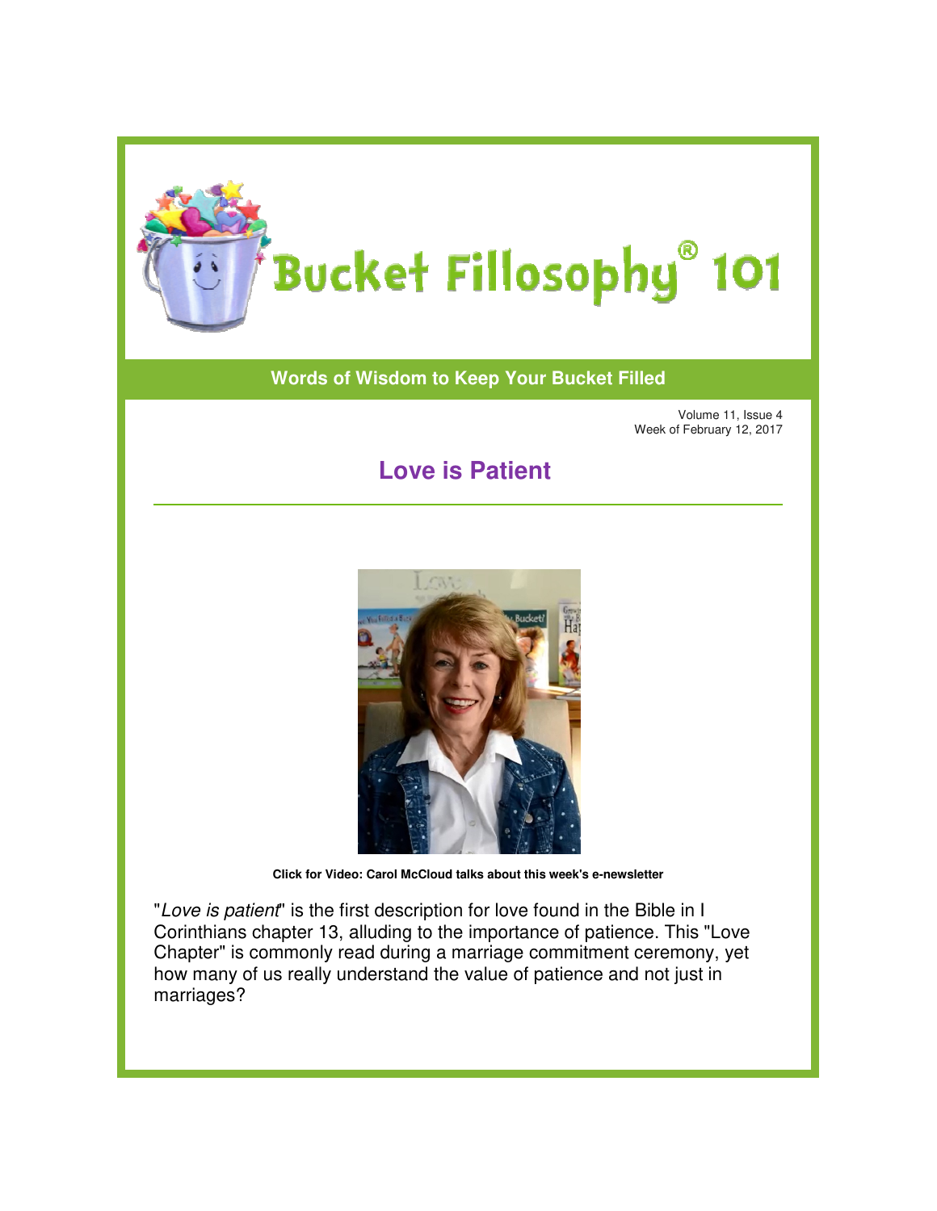# Bucket Fillosophy® 101

**Words of Wisdom to Keep Your Bucket Filled**

Volume 11, Issue 4
Week of February 12, 2017

## Love is Patient

**Click for Video: Carol McCloud talks about this week's e-newsletter**

"*Love is patient*" is the first description for love found in the Bible in I Corinthians chapter 13, alluding to the importance of patience. This "Love Chapter" is commonly read during a marriage commitment ceremony, yet how many of us really understand the value of patience and not just in marriages?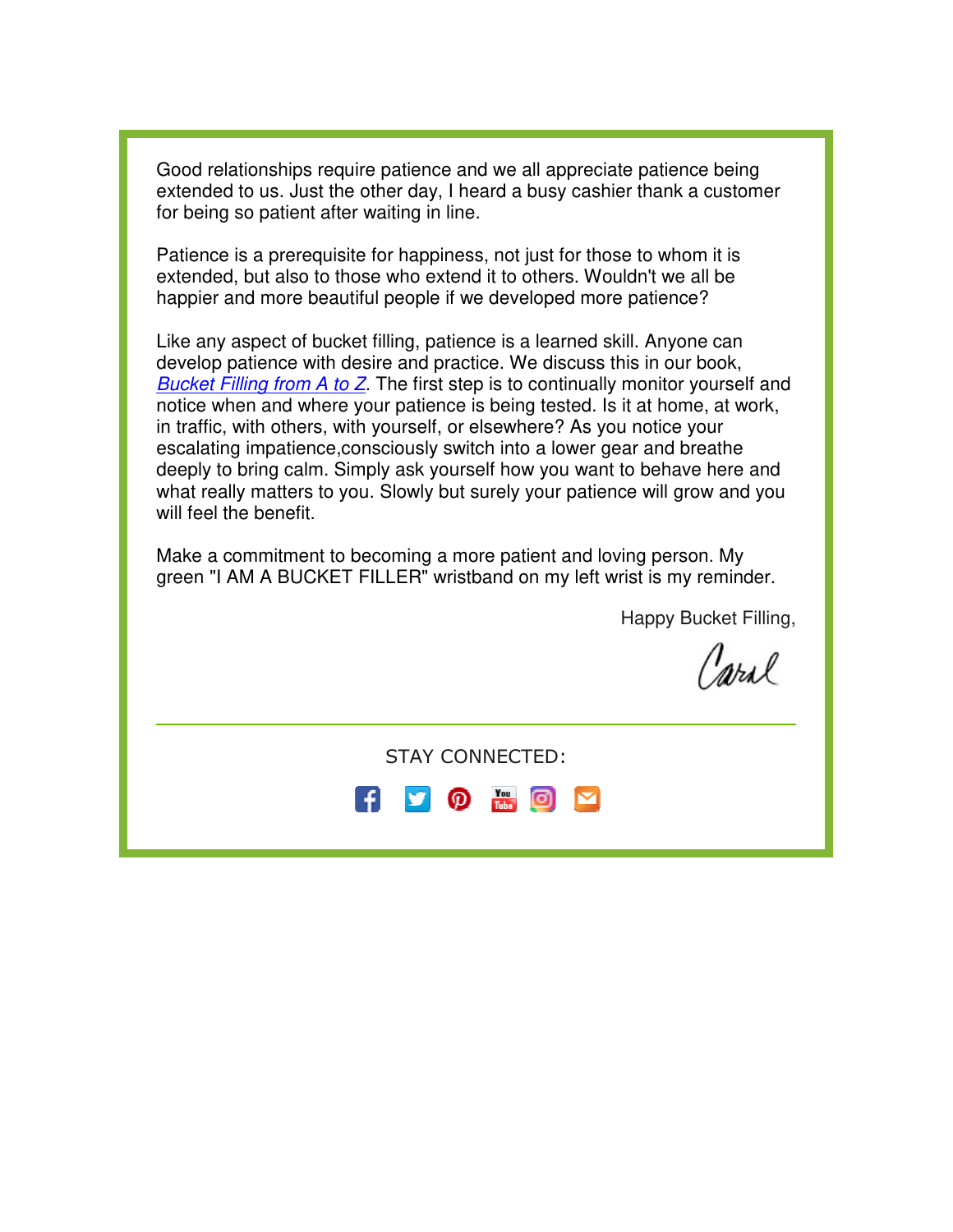Good relationships require patience and we all appreciate patience being extended to us. Just the other day, I heard a busy cashier thank a customer for being so patient after waiting in line.

Patience is a prerequisite for happiness, not just for those to whom it is extended, but also to those who extend it to others. Wouldn't we all be happier and more beautiful people if we developed more patience?

Like any aspect of bucket filling, patience is a learned skill. Anyone can develop patience with desire and practice. We discuss this in our book, *Bucket Filling from A to Z*. The first step is to continually monitor yourself and notice when and where your patience is being tested. Is it at home, at work, in traffic, with others, with yourself, or elsewhere? As you notice your escalating impatience,consciously switch into a lower gear and breathe deeply to bring calm. Simply ask yourself how you want to behave here and what really matters to you. Slowly but surely your patience will grow and you will feel the benefit.

Make a commitment to becoming a more patient and loving person. My green "I AM A BUCKET FILLER" wristband on my left wrist is my reminder.

Happy Bucket Filling,

Carol

---

STAY CONNECTED: